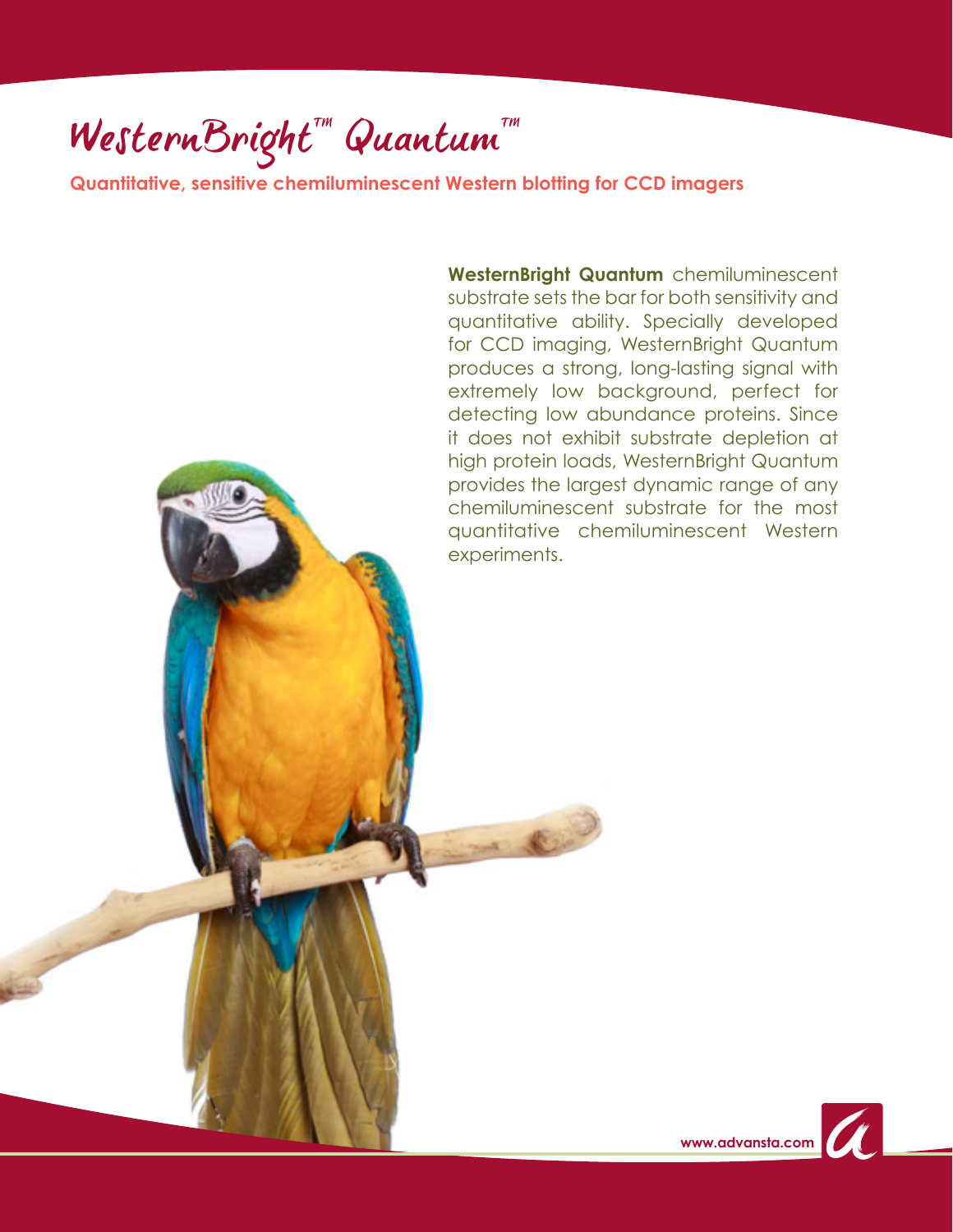# WesternBright™ Quantum™

**Quantitative, sensitive chemiluminescent Western blotting for CCD imagers**

**WesternBright Quantum** chemiluminescent substrate sets the bar for both sensitivity and quantitative ability. Specially developed for CCD imaging, WesternBright Quantum produces a strong, long-lasting signal with extremely low background, perfect for detecting low abundance proteins. Since it does not exhibit substrate depletion at high protein loads, WesternBright Quantum provides the largest dynamic range of any chemiluminescent substrate for the most quantitative chemiluminescent Western experiments.

www.advansta.com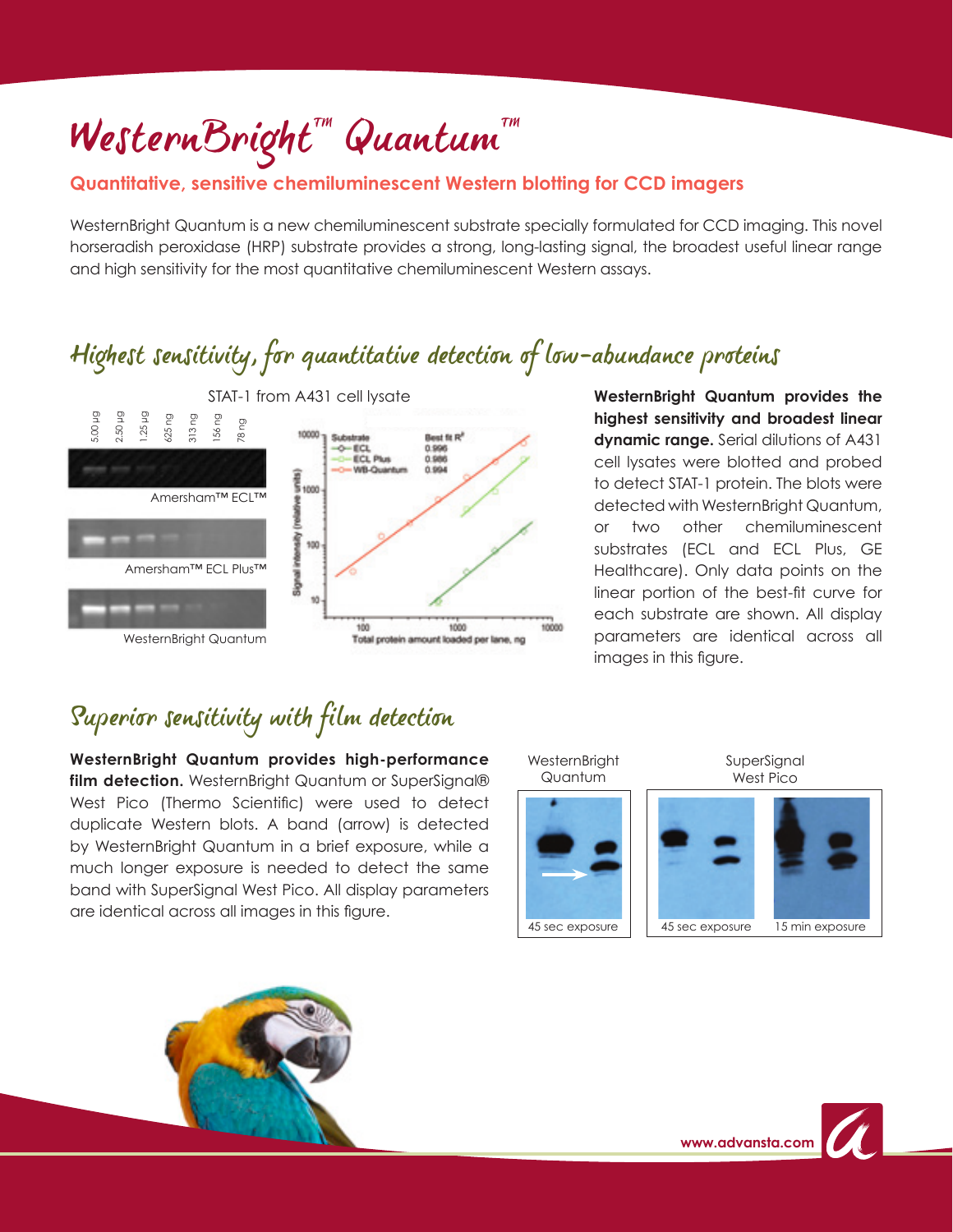# WesternBright™ Quantum™

**Quantitative, sensitive chemiluminescent Western blotting for CCD imagers**

WesternBright Quantum is a new chemiluminescent substrate specially formulated for CCD imaging. This novel horseradish peroxidase (HRP) substrate provides a strong, long-lasting signal, the broadest useful linear range and high sensitivity for the most quantitative chemiluminescent Western assays.

## Highest sensitivity, for quantitative detection of low-abundance proteins

STAT-1 from A431 cell lysate

**WesternBright Quantum provides the highest sensitivity and broadest linear dynamic range.** Serial dilutions of A431 cell lysates were blotted and probed to detect STAT-1 protein. The blots were detected with WesternBright Quantum, or two other chemiluminescent substrates (ECL and ECL Plus, GE Healthcare). Only data points on the linear portion of the best-fit curve for each substrate are shown. All display parameters are identical across all images in this figure.

## Superior sensitivity with film detection

**WesternBright Quantum provides high-performance film detection.** WesternBright Quantum or SuperSignal® West Pico (Thermo Scientific) were used to detect duplicate Western blots. A band (arrow) is detected by WesternBright Quantum in a brief exposure, while a much longer exposure is needed to detect the same band with SuperSignal West Pico. All display parameters are identical across all images in this figure.

www.advansta.com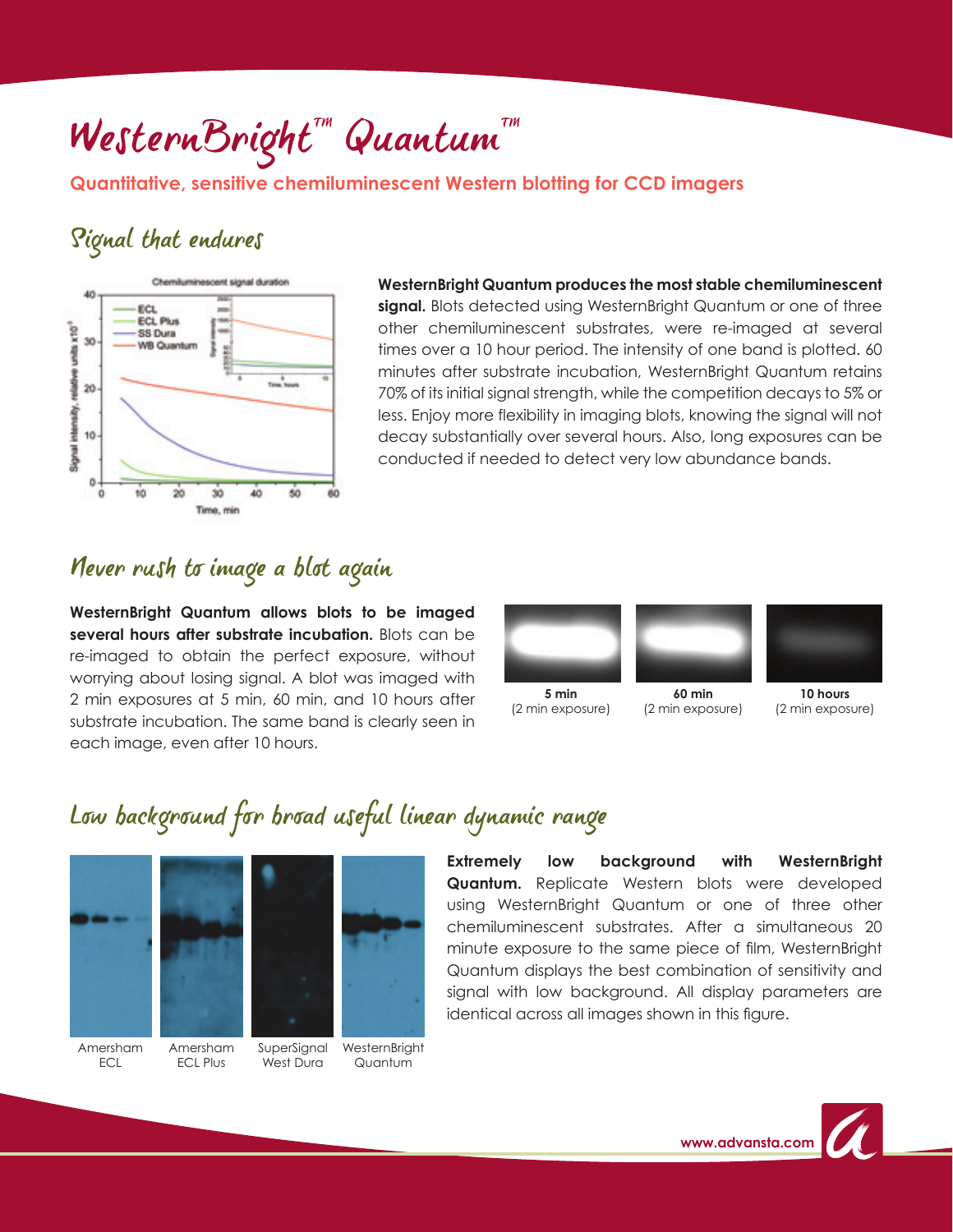# WesternBright™ Quantum™

**Quantitative, sensitive chemiluminescent Western blotting for CCD imagers**

## Signal that endures

**WesternBright Quantum produces the most stable chemiluminescent signal.** Blots detected using WesternBright Quantum or one of three other chemiluminescent substrates, were re-imaged at several times over a 10 hour period. The intensity of one band is plotted. 60 minutes after substrate incubation, WesternBright Quantum retains 70% of its initial signal strength, while the competition decays to 5% or less. Enjoy more flexibility in imaging blots, knowing the signal will not decay substantially over several hours. Also, long exposures can be conducted if needed to detect very low abundance bands.

## Never rush to image a blot again

**WesternBright Quantum allows blots to be imaged several hours after substrate incubation.** Blots can be re-imaged to obtain the perfect exposure, without worrying about losing signal. A blot was imaged with 2 min exposures at 5 min, 60 min, and 10 hours after substrate incubation. The same band is clearly seen in each image, even after 10 hours.

**5 min** (2 min exposure) | **60 min** (2 min exposure) | **10 hours** (2 min exposure)

## Low background for broad useful linear dynamic range

Amersham ECL | Amersham ECL Plus | SuperSignal West Dura | WesternBright Quantum

**Extremely low background with WesternBright Quantum.** Replicate Western blots were developed using WesternBright Quantum or one of three other chemiluminescent substrates. After a simultaneous 20 minute exposure to the same piece of film, WesternBright Quantum displays the best combination of sensitivity and signal with low background. All display parameters are identical across all images shown in this figure.

www.advansta.com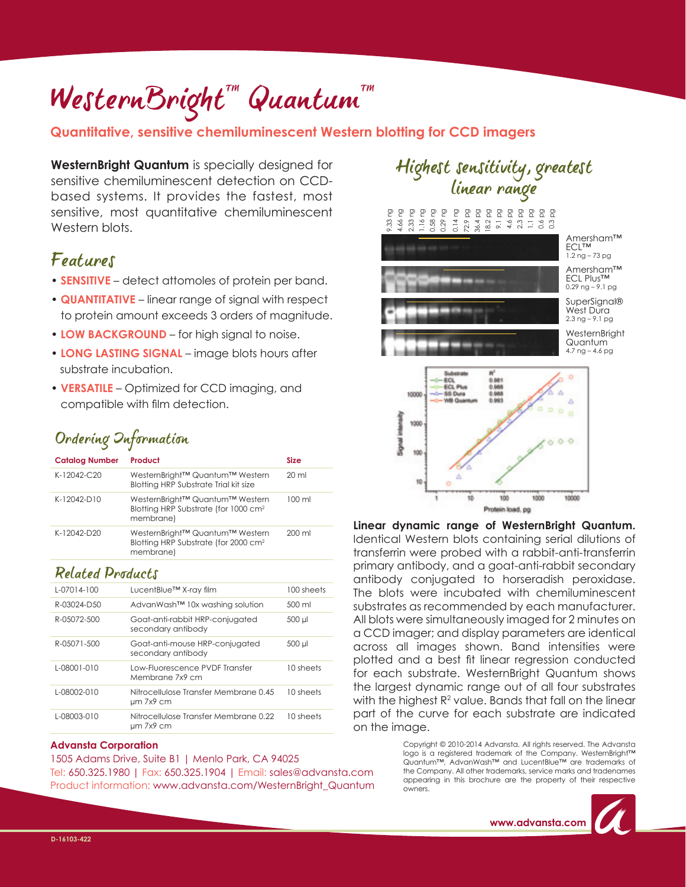# WesternBright™ Quantum™

**Quantitative, sensitive chemiluminescent Western blotting for CCD imagers**

**WesternBright Quantum** is specially designed for sensitive chemiluminescent detection on CCD-based systems. It provides the fastest, most sensitive, most quantitative chemiluminescent Western blots.

## Features

- **SENSITIVE** – detect attomoles of protein per band.
- **QUANTITATIVE** – linear range of signal with respect to protein amount exceeds 3 orders of magnitude.
- **LOW BACKGROUND** – for high signal to noise.
- **LONG LASTING SIGNAL** – image blots hours after substrate incubation.
- **VERSATILE** – Optimized for CCD imaging, and compatible with film detection.

## Ordering Information

| Catalog Number | Product | Size |
|---|---|---|
| K-12042-C20 | WesternBright™ Quantum™ Western Blotting HRP Substrate Trial kit size | 20 ml |
| K-12042-D10 | WesternBright™ Quantum™ Western Blotting HRP Substrate (for 1000 cm² membrane) | 100 ml |
| K-12042-D20 | WesternBright™ Quantum™ Western Blotting HRP Substrate (for 2000 cm² membrane) | 200 ml |

## Related Products

| | | |
|---|---|---|
| L-07014-100 | LucentBlue™ X-ray film | 100 sheets |
| R-03024-D50 | AdvanWash™ 10x washing solution | 500 ml |
| R-05072-500 | Goat-anti-rabbit HRP-conjugated secondary antibody | 500 µl |
| R-05071-500 | Goat-anti-mouse HRP-conjugated secondary antibody | 500 µl |
| L-08001-010 | Low-Fluorescence PVDF Transfer Membrane 7x9 cm | 10 sheets |
| L-08002-010 | Nitrocellulose Transfer Membrane 0.45 µm 7x9 cm | 10 sheets |
| L-08003-010 | Nitrocellulose Transfer Membrane 0.22 µm 7x9 cm | 10 sheets |

## Highest sensitivity, greatest linear range

9.33 ng 4.66 ng 2.33 ng 1.16 ng 0.58 ng 0.29 ng 0.14 ng 72.9 pg 36.4 pg 18.2 pg 9.1 pg 4.6 pg 2.3 pg 1.1 pg 0.6 pg 0.3 pg

Amersham™ ECL™ 1.2 ng – 73 pg

Amersham™ ECL Plus™ 0.29 ng – 9.1 pg

SuperSignal® West Dura 2.3 ng – 9.1 pg

WesternBright Quantum 4.7 ng – 4.6 pg

Substrate | $R^2$
ECL 0.981
ECL Plus 0.988
SS Dura 0.988
WB Quantum 0.993

Signal intensity

10000 1000 100 10

1 10 100 1000 10000

Protein load, pg

**Linear dynamic range of WesternBright Quantum.** Identical Western blots containing serial dilutions of transferrin were probed with a rabbit-anti-transferrin primary antibody, and a goat-anti-rabbit secondary antibody conjugated to horseradish peroxidase. The blots were incubated with chemiluminescent substrates as recommended by each manufacturer. All blots were simultaneously imaged for 2 minutes on a CCD imager; and display parameters are identical across all images shown. Band intensities were plotted and a best fit linear regression conducted for each substrate. WesternBright Quantum shows the largest dynamic range out of all four substrates with the highest $R^2$ value. Bands that fall on the linear part of the curve for each substrate are indicated on the image.

**Advansta Corporation**
1505 Adams Drive, Suite B1 | Menlo Park, CA 94025
Tel: 650.325.1980 | Fax: 650.325.1904 | Email: sales@advansta.com
Product information: www.advansta.com/WesternBright_Quantum

Copyright © 2010-2014 Advansta. All rights reserved. The Advansta logo is a registered trademark of the Company. WesternBright™ Quantum™, AdvanWash™ and LucentBlue™ are trademarks of the Company. All other trademarks, service marks and tradenames appearing in this brochure are the property of their respective owners.

www.advansta.com

D-16103-422